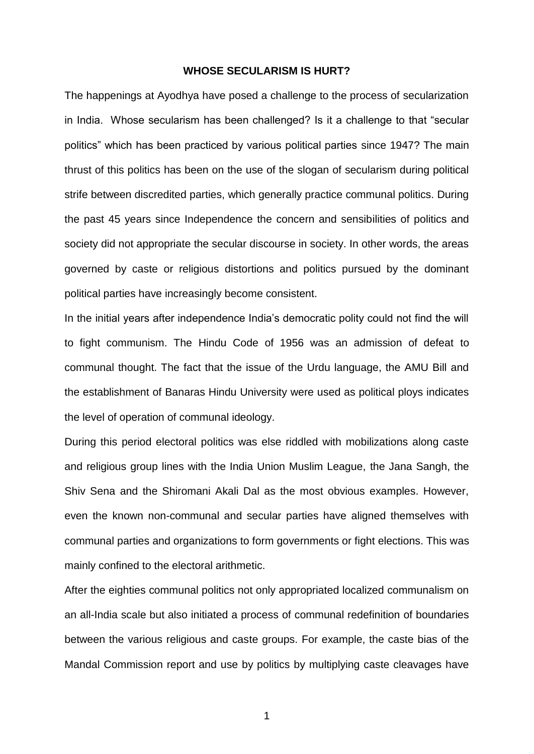**WHOSE SECULARISM IS HURT?**

The happenings at Ayodhya have posed a challenge to the process of secularization in India. Whose secularism has been challenged? Is it a challenge to that "secular politics" which has been practiced by various political parties since 1947? The main thrust of this politics has been on the use of the slogan of secularism during political strife between discredited parties, which generally practice communal politics. During the past 45 years since Independence the concern and sensibilities of politics and society did not appropriate the secular discourse in society. In other words, the areas governed by caste or religious distortions and politics pursued by the dominant political parties have increasingly become consistent.

In the initial years after independence India's democratic polity could not find the will to fight communism. The Hindu Code of 1956 was an admission of defeat to communal thought. The fact that the issue of the Urdu language, the AMU Bill and the establishment of Banaras Hindu University were used as political ploys indicates the level of operation of communal ideology.

During this period electoral politics was else riddled with mobilizations along caste and religious group lines with the India Union Muslim League, the Jana Sangh, the Shiv Sena and the Shiromani Akali Dal as the most obvious examples. However, even the known non-communal and secular parties have aligned themselves with communal parties and organizations to form governments or fight elections. This was mainly confined to the electoral arithmetic.

After the eighties communal politics not only appropriated localized communalism on an all-India scale but also initiated a process of communal redefinition of boundaries between the various religious and caste groups. For example, the caste bias of the Mandal Commission report and use by politics by multiplying caste cleavages have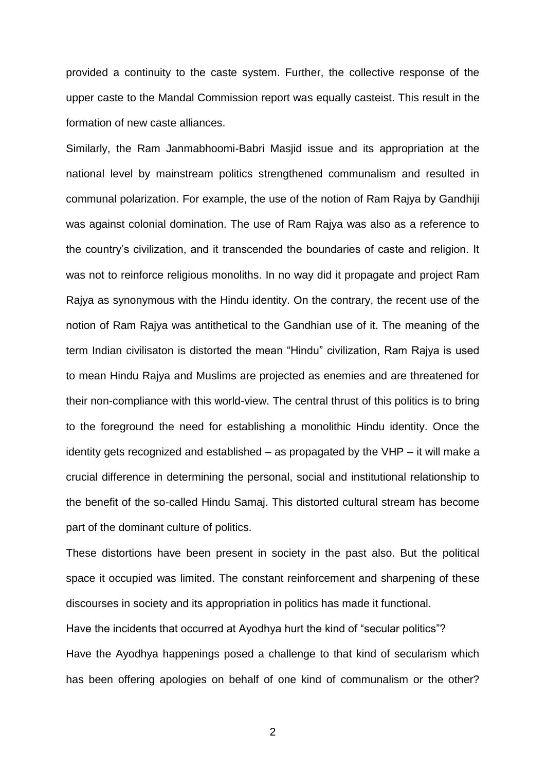provided a continuity to the caste system. Further, the collective response of the upper caste to the Mandal Commission report was equally casteist. This result in the formation of new caste alliances.

Similarly, the Ram Janmabhoomi-Babri Masjid issue and its appropriation at the national level by mainstream politics strengthened communalism and resulted in communal polarization. For example, the use of the notion of Ram Rajya by Gandhiji was against colonial domination. The use of Ram Rajya was also as a reference to the country's civilization, and it transcended the boundaries of caste and religion. It was not to reinforce religious monoliths. In no way did it propagate and project Ram Rajya as synonymous with the Hindu identity. On the contrary, the recent use of the notion of Ram Rajya was antithetical to the Gandhian use of it. The meaning of the term Indian civilisaton is distorted the mean "Hindu" civilization, Ram Rajya is used to mean Hindu Rajya and Muslims are projected as enemies and are threatened for their non-compliance with this world-view. The central thrust of this politics is to bring to the foreground the need for establishing a monolithic Hindu identity. Once the identity gets recognized and established – as propagated by the VHP – it will make a crucial difference in determining the personal, social and institutional relationship to the benefit of the so-called Hindu Samaj. This distorted cultural stream has become part of the dominant culture of politics.

These distortions have been present in society in the past also. But the political space it occupied was limited. The constant reinforcement and sharpening of these discourses in society and its appropriation in politics has made it functional.

Have the incidents that occurred at Ayodhya hurt the kind of "secular politics"?

Have the Ayodhya happenings posed a challenge to that kind of secularism which has been offering apologies on behalf of one kind of communalism or the other?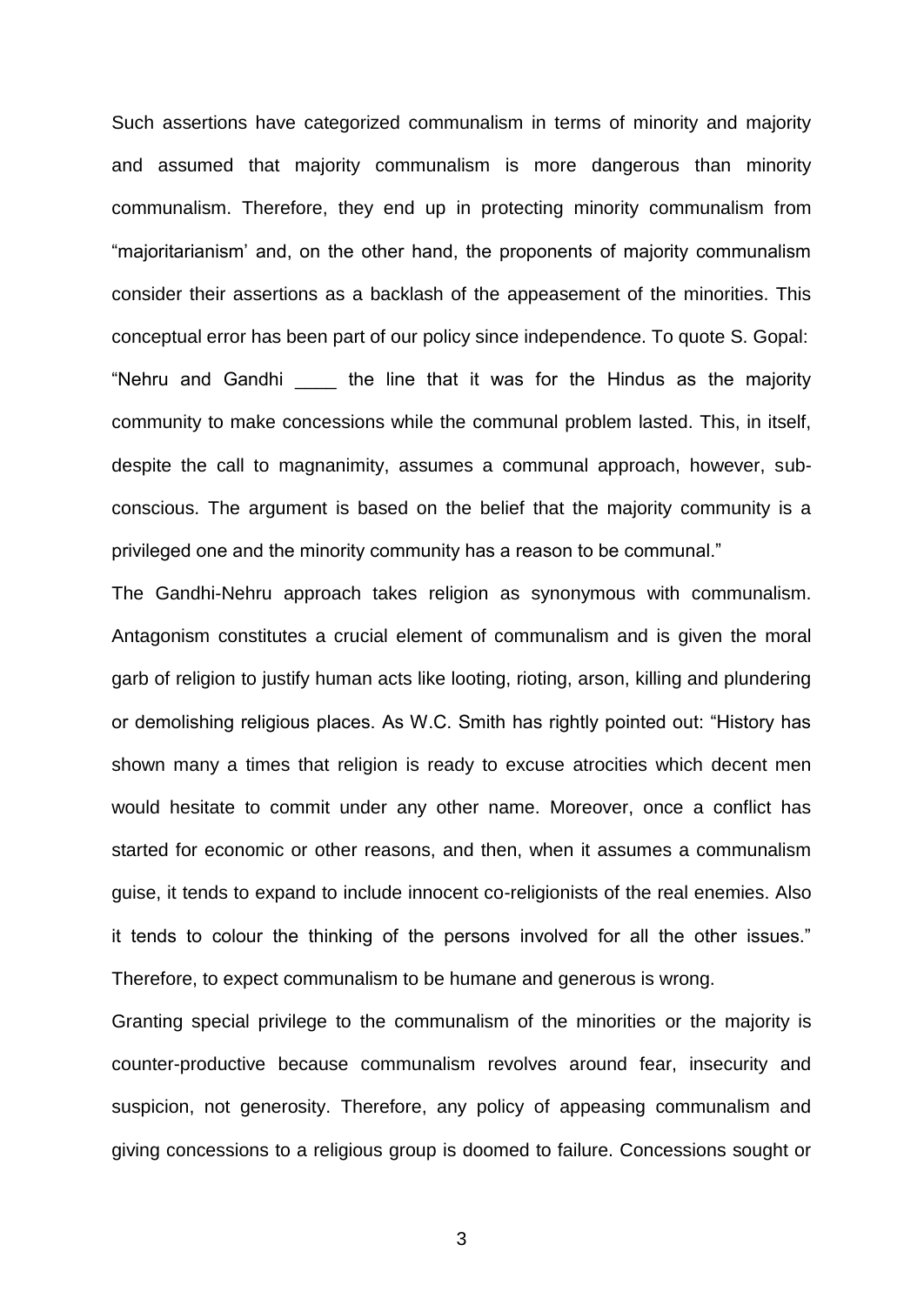Such assertions have categorized communalism in terms of minority and majority and assumed that majority communalism is more dangerous than minority communalism. Therefore, they end up in protecting minority communalism from "majoritarianism' and, on the other hand, the proponents of majority communalism consider their assertions as a backlash of the appeasement of the minorities. This conceptual error has been part of our policy since independence. To quote S. Gopal: "Nehru and Gandhi ____ the line that it was for the Hindus as the majority community to make concessions while the communal problem lasted. This, in itself, despite the call to magnanimity, assumes a communal approach, however, sub-conscious. The argument is based on the belief that the majority community is a privileged one and the minority community has a reason to be communal."

The Gandhi-Nehru approach takes religion as synonymous with communalism. Antagonism constitutes a crucial element of communalism and is given the moral garb of religion to justify human acts like looting, rioting, arson, killing and plundering or demolishing religious places. As W.C. Smith has rightly pointed out: "History has shown many a times that religion is ready to excuse atrocities which decent men would hesitate to commit under any other name. Moreover, once a conflict has started for economic or other reasons, and then, when it assumes a communalism guise, it tends to expand to include innocent co-religionists of the real enemies. Also it tends to colour the thinking of the persons involved for all the other issues." Therefore, to expect communalism to be humane and generous is wrong.

Granting special privilege to the communalism of the minorities or the majority is counter-productive because communalism revolves around fear, insecurity and suspicion, not generosity. Therefore, any policy of appeasing communalism and giving concessions to a religious group is doomed to failure. Concessions sought or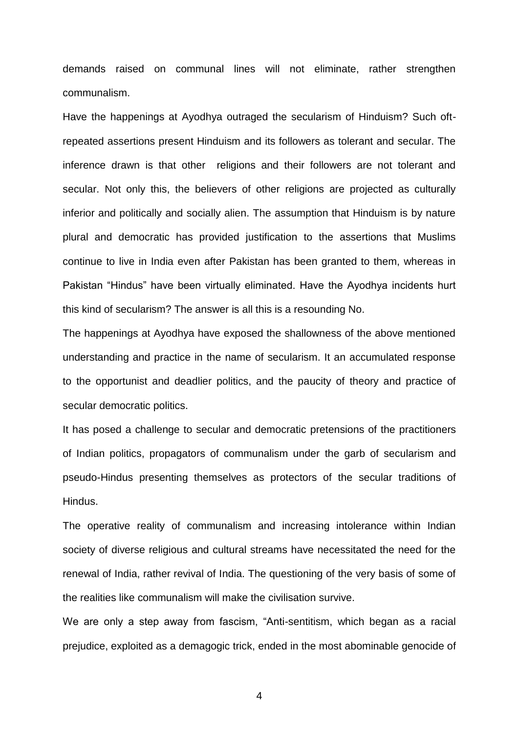demands raised on communal lines will not eliminate, rather strengthen communalism.

Have the happenings at Ayodhya outraged the secularism of Hinduism? Such oft-repeated assertions present Hinduism and its followers as tolerant and secular. The inference drawn is that other religions and their followers are not tolerant and secular. Not only this, the believers of other religions are projected as culturally inferior and politically and socially alien. The assumption that Hinduism is by nature plural and democratic has provided justification to the assertions that Muslims continue to live in India even after Pakistan has been granted to them, whereas in Pakistan "Hindus" have been virtually eliminated. Have the Ayodhya incidents hurt this kind of secularism? The answer is all this is a resounding No.

The happenings at Ayodhya have exposed the shallowness of the above mentioned understanding and practice in the name of secularism. It an accumulated response to the opportunist and deadlier politics, and the paucity of theory and practice of secular democratic politics.

It has posed a challenge to secular and democratic pretensions of the practitioners of Indian politics, propagators of communalism under the garb of secularism and pseudo-Hindus presenting themselves as protectors of the secular traditions of Hindus.

The operative reality of communalism and increasing intolerance within Indian society of diverse religious and cultural streams have necessitated the need for the renewal of India, rather revival of India. The questioning of the very basis of some of the realities like communalism will make the civilisation survive.

We are only a step away from fascism, "Anti-sentitism, which began as a racial prejudice, exploited as a demagogic trick, ended in the most abominable genocide of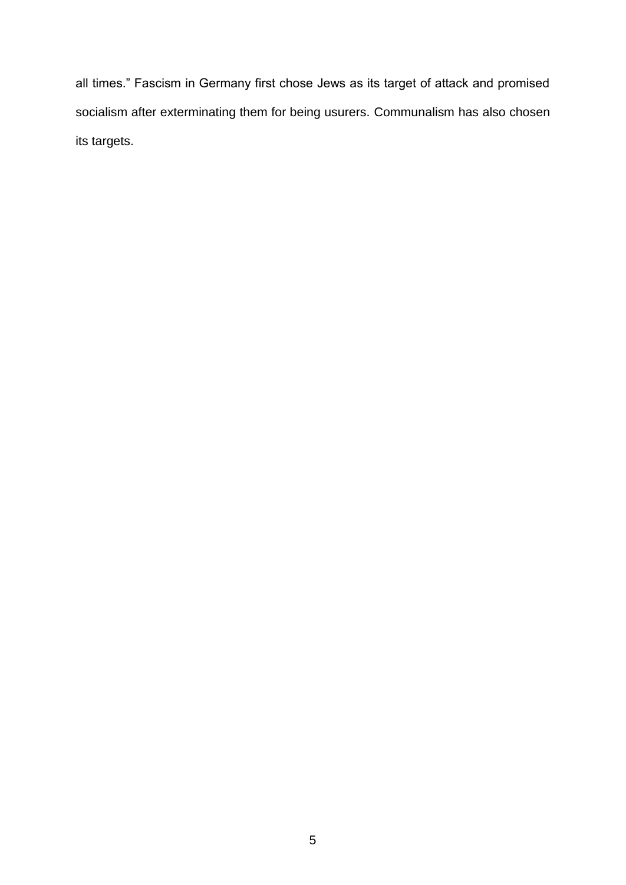all times." Fascism in Germany first chose Jews as its target of attack and promised socialism after exterminating them for being usurers. Communalism has also chosen its targets.